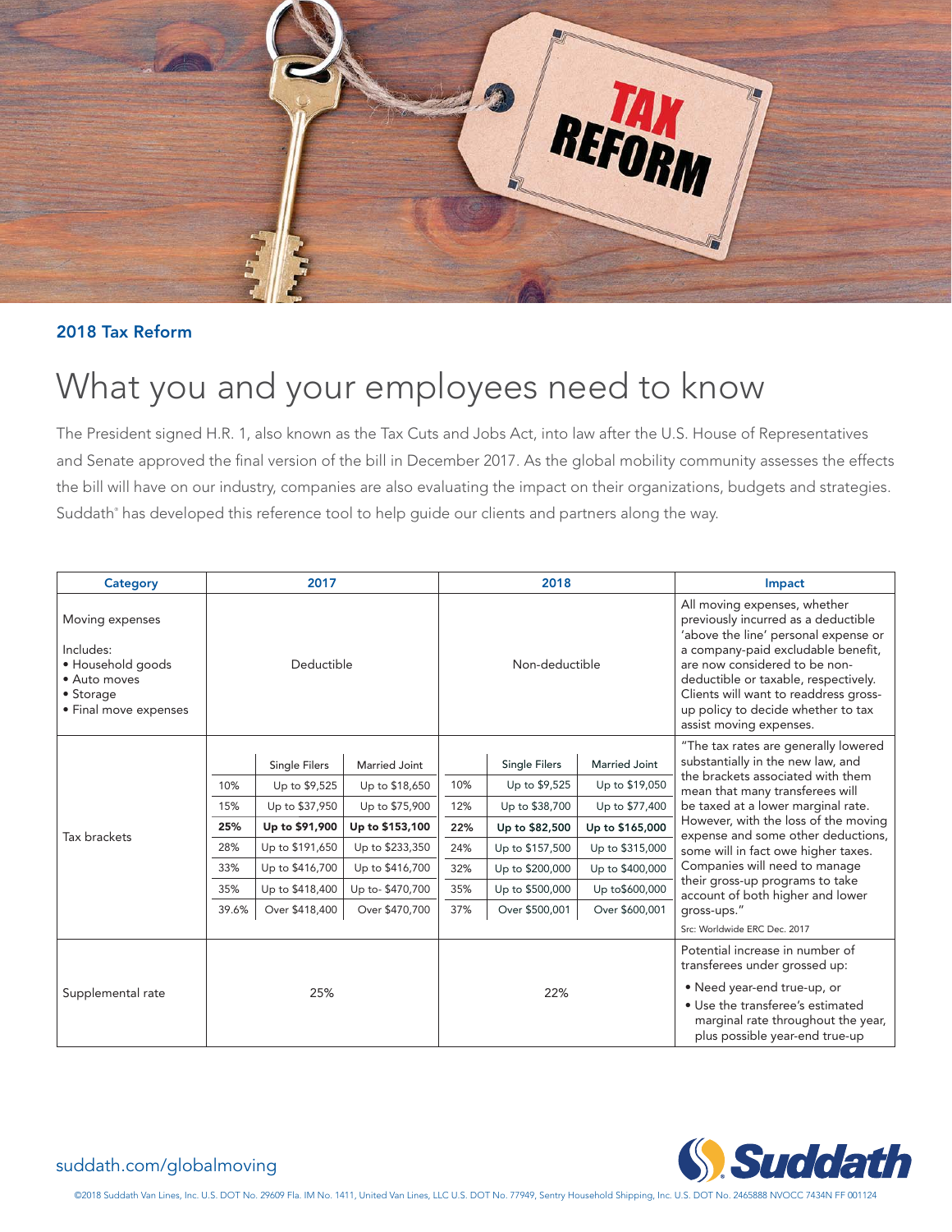## 2018 Tax Reform

# What you and your employees need to know

The President signed H.R. 1, also known as the Tax Cuts and Jobs Act, into law after the U.S. House of Representatives and Senate approved the final version of the bill in December 2017. As the global mobility community assesses the effects the bill will have on our industry, companies are also evaluating the impact on their organizations, budgets and strategies. Suddath® has developed this reference tool to help guide our clients and partners along the way.

| Category | 2017 | | | 2018 | | | Impact |
|---|---|---|---|---|---|---|---|
| Moving expenses<br><br>Includes:<br>• Household goods<br>• Auto moves<br>• Storage<br>• Final move expenses | Deductible | | | Non-deductible | | | All moving expenses, whether previously incurred as a deductible 'above the line' personal expense or a company-paid excludable benefit, are now considered to be non-deductible or taxable, respectively. Clients will want to readdress gross-up policy to decide whether to tax assist moving expenses. |
| Tax brackets | | Single Filers | Married Joint | | Single Filers | Married Joint | "The tax rates are generally lowered substantially in the new law, and the brackets associated with them mean that many transferees will be taxed at a lower marginal rate. However, with the loss of the moving expense and some other deductions, some will in fact owe higher taxes. Companies will need to manage their gross-up programs to take account of both higher and lower gross-ups."<br>Src: Worldwide ERC Dec. 2017 |
| | 10% | Up to $9,525 | Up to $18,650 | 10% | Up to $9,525 | Up to $19,050 | |
| | 15% | Up to $37,950 | Up to $75,900 | 12% | Up to $38,700 | Up to $77,400 | |
| | **25%** | **Up to $91,900** | **Up to $153,100** | **22%** | **Up to $82,500** | **Up to $165,000** | |
| | 28% | Up to $191,650 | Up to $233,350 | 24% | Up to $157,500 | Up to $315,000 | |
| | 33% | Up to $416,700 | Up to $416,700 | 32% | Up to $200,000 | Up to $400,000 | |
| | 35% | Up to $418,400 | Up to- $470,700 | 35% | Up to $500,000 | Up to$600,000 | |
| | 39.6% | Over $418,400 | Over $470,700 | 37% | Over $500,001 | Over $600,001 | |
| Supplemental rate | 25% | | | 22% | | | Potential increase in number of transferees under grossed up:<br>• Need year-end true-up, or<br>• Use the transferee's estimated marginal rate throughout the year, plus possible year-end true-up |

suddath.com/globalmoving

©2018 Suddath Van Lines, Inc. U.S. DOT No. 29609 Fla. IM No. 1411, United Van Lines, LLC U.S. DOT No. 77949, Sentry Household Shipping, Inc. U.S. DOT No. 2465888 NVOCC 7434N FF 001124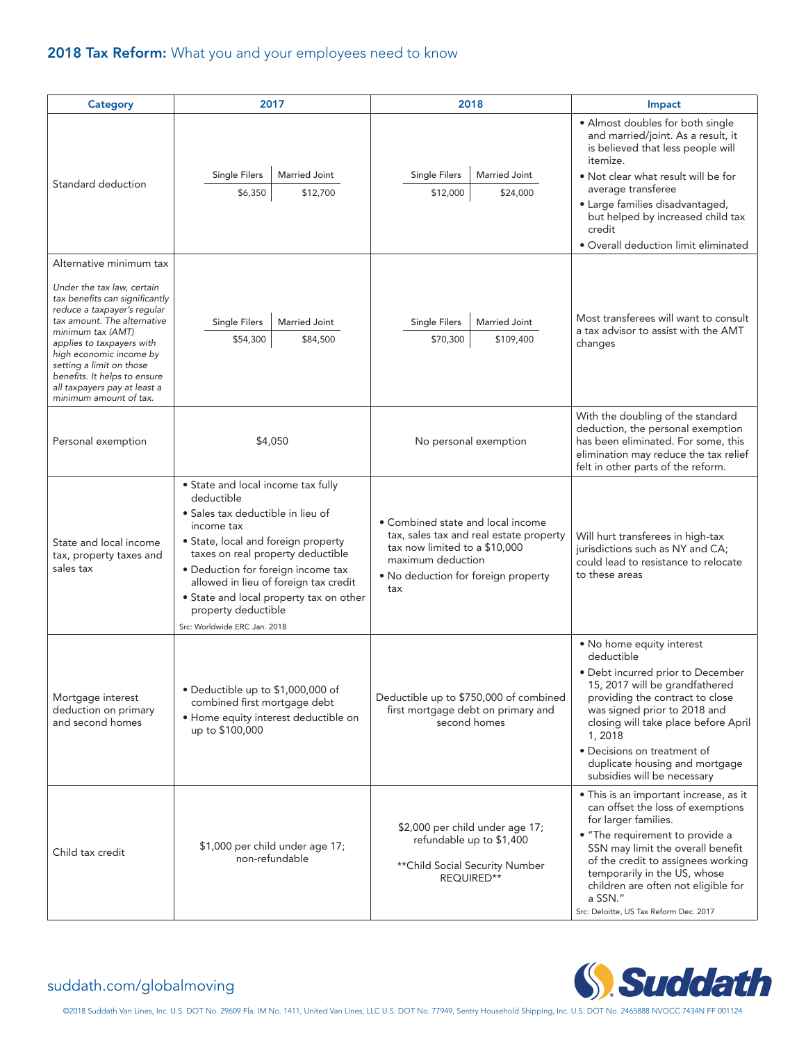## **2018 Tax Reform:** What you and your employees need to know

| Category | 2017 | 2018 | Impact |
|---|---|---|---|
| Standard deduction | Single Filers: $6,350<br>Married Joint: $12,700 | Single Filers: $12,000<br>Married Joint: $24,000 | • Almost doubles for both single and married/joint. As a result, it is believed that less people will itemize.<br>• Not clear what result will be for average transferee<br>• Large families disadvantaged, but helped by increased child tax credit<br>• Overall deduction limit eliminated |
| Alternative minimum tax<br><br>*Under the tax law, certain tax benefits can significantly reduce a taxpayer's regular tax amount. The alternative minimum tax (AMT) applies to taxpayers with high economic income by setting a limit on those benefits. It helps to ensure all taxpayers pay at least a minimum amount of tax.* | Single Filers: $54,300<br>Married Joint: $84,500 | Single Filers: $70,300<br>Married Joint: $109,400 | Most transferees will want to consult a tax advisor to assist with the AMT changes |
| Personal exemption | $4,050 | No personal exemption | With the doubling of the standard deduction, the personal exemption has been eliminated. For some, this elimination may reduce the tax relief felt in other parts of the reform. |
| State and local income tax, property taxes and sales tax | • State and local income tax fully deductible<br>• Sales tax deductible in lieu of income tax<br>• State, local and foreign property taxes on real property deductible<br>• Deduction for foreign income tax allowed in lieu of foreign tax credit<br>• State and local property tax on other property deductible<br>Src: Worldwide ERC Jan. 2018 | • Combined state and local income tax, sales tax and real estate property tax now limited to a $10,000 maximum deduction<br>• No deduction for foreign property tax | Will hurt transferees in high-tax jurisdictions such as NY and CA; could lead to resistance to relocate to these areas |
| Mortgage interest deduction on primary and second homes | • Deductible up to $1,000,000 of combined first mortgage debt<br>• Home equity interest deductible on up to $100,000 | Deductible up to $750,000 of combined first mortgage debt on primary and second homes | • No home equity interest deductible<br>• Debt incurred prior to December 15, 2017 will be grandfathered providing the contract to close was signed prior to 2018 and closing will take place before April 1, 2018<br>• Decisions on treatment of duplicate housing and mortgage subsidies will be necessary |
| Child tax credit | $1,000 per child under age 17; non-refundable | $2,000 per child under age 17; refundable up to $1,400<br><br>**Child Social Security Number REQUIRED** | • This is an important increase, as it can offset the loss of exemptions for larger families.<br>• "The requirement to provide a SSN may limit the overall benefit of the credit to assignees working temporarily in the US, whose children are often not eligible for a SSN."<br>Src: Deloitte, US Tax Reform Dec. 2017 |

suddath.com/globalmoving

Suddath

©2018 Suddath Van Lines, Inc. U.S. DOT No. 29609 Fla. IM No. 1411, United Van Lines, LLC U.S. DOT No. 77949, Sentry Household Shipping, Inc. U.S. DOT No. 2465888 NVOCC 7434N FF 001124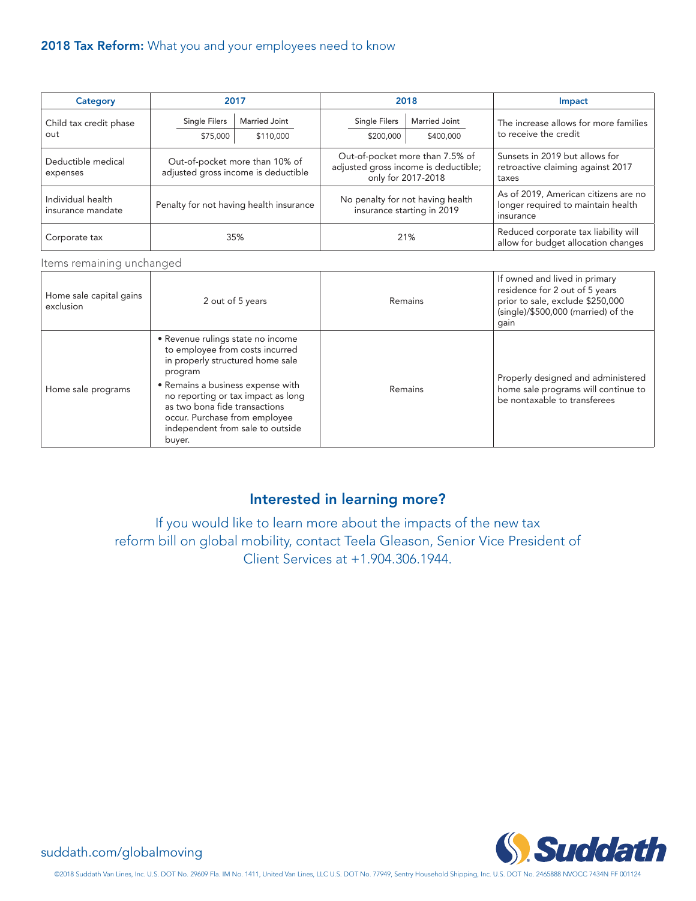**2018 Tax Reform:** What you and your employees need to know

| Category | 2017 | 2018 | Impact |
|---|---|---|---|
| Child tax credit phase out | Single Filers: $75,000; Married Joint: $110,000 | Single Filers: $200,000; Married Joint: $400,000 | The increase allows for more families to receive the credit |
| Deductible medical expenses | Out-of-pocket more than 10% of adjusted gross income is deductible | Out-of-pocket more than 7.5% of adjusted gross income is deductible; only for 2017-2018 | Sunsets in 2019 but allows for retroactive claiming against 2017 taxes |
| Individual health insurance mandate | Penalty for not having health insurance | No penalty for not having health insurance starting in 2019 | As of 2019, American citizens are no longer required to maintain health insurance |
| Corporate tax | 35% | 21% | Reduced corporate tax liability will allow for budget allocation changes |

Items remaining unchanged

| | | | |
|---|---|---|---|
| Home sale capital gains exclusion | 2 out of 5 years | Remains | If owned and lived in primary residence for 2 out of 5 years prior to sale, exclude $250,000 (single)/$500,000 (married) of the gain |
| Home sale programs | • Revenue rulings state no income to employee from costs incurred in properly structured home sale program<br>• Remains a business expense with no reporting or tax impact as long as two bona fide transactions occur. Purchase from employee independent from sale to outside buyer. | Remains | Properly designed and administered home sale programs will continue to be nontaxable to transferees |

## Interested in learning more?

If you would like to learn more about the impacts of the new tax reform bill on global mobility, contact Teela Gleason, Senior Vice President of Client Services at +1.904.306.1944.

suddath.com/globalmoving

Suddath

©2018 Suddath Van Lines, Inc. U.S. DOT No. 29609 Fla. IM No. 1411, United Van Lines, LLC U.S. DOT No. 77949, Sentry Household Shipping, Inc. U.S. DOT No. 2465888 NVOCC 7434N FF 001124